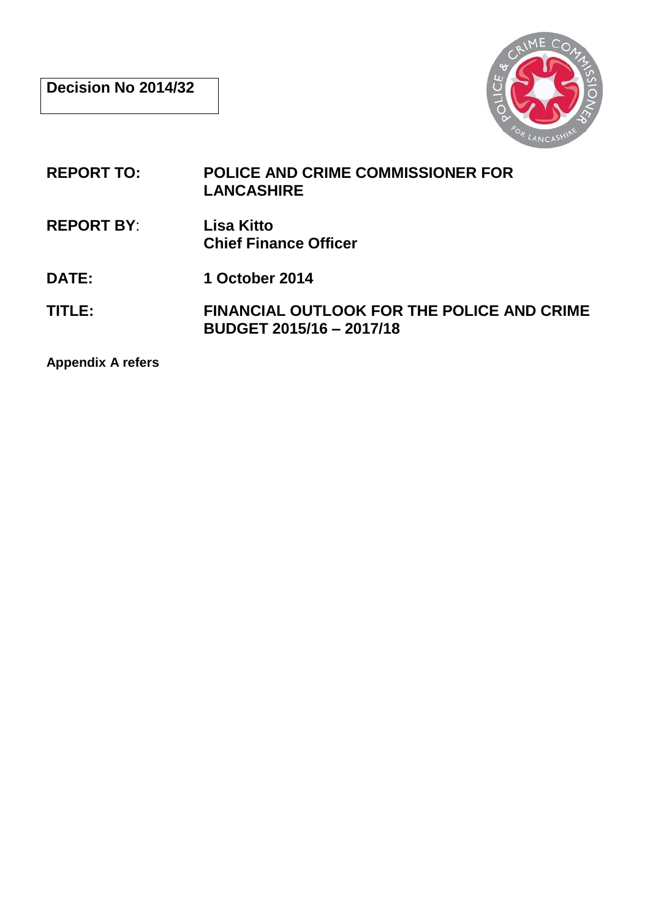**Decision No 2014/32**

| | |
|---|---|
| **REPORT TO:** | **POLICE AND CRIME COMMISSIONER FOR LANCASHIRE** |
| **REPORT BY:** | **Lisa Kitto**<br>**Chief Finance Officer** |
| **DATE:** | **1 October 2014** |
| **TITLE:** | **FINANCIAL OUTLOOK FOR THE POLICE AND CRIME BUDGET 2015/16 – 2017/18** |

**Appendix A refers**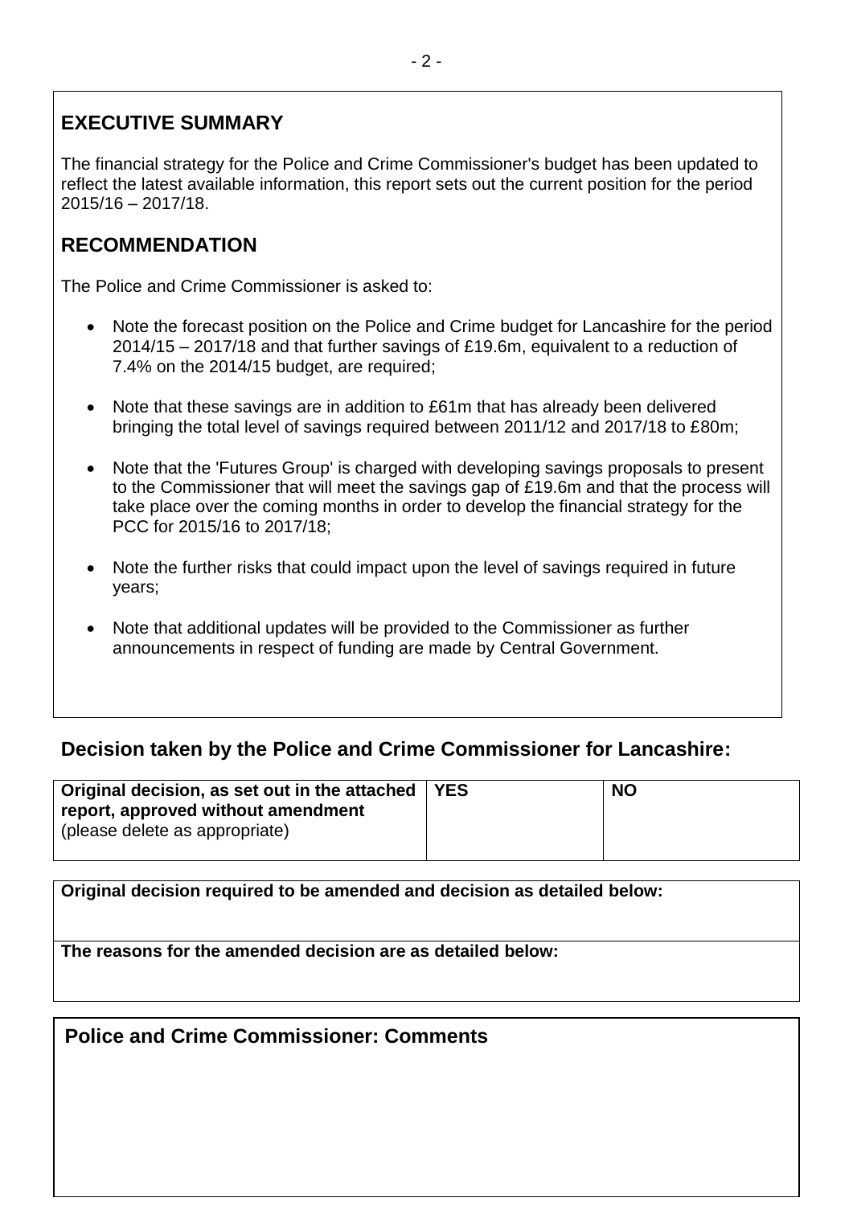## EXECUTIVE SUMMARY

The financial strategy for the Police and Crime Commissioner's budget has been updated to reflect the latest available information, this report sets out the current position for the period 2015/16 – 2017/18.

## RECOMMENDATION

The Police and Crime Commissioner is asked to:

- Note the forecast position on the Police and Crime budget for Lancashire for the period 2014/15 – 2017/18 and that further savings of £19.6m, equivalent to a reduction of 7.4% on the 2014/15 budget, are required;
- Note that these savings are in addition to £61m that has already been delivered bringing the total level of savings required between 2011/12 and 2017/18 to £80m;
- Note that the 'Futures Group' is charged with developing savings proposals to present to the Commissioner that will meet the savings gap of £19.6m and that the process will take place over the coming months in order to develop the financial strategy for the PCC for 2015/16 to 2017/18;
- Note the further risks that could impact upon the level of savings required in future years;
- Note that additional updates will be provided to the Commissioner as further announcements in respect of funding are made by Central Government.

## Decision taken by the Police and Crime Commissioner for Lancashire:

| **Original decision, as set out in the attached report, approved without amendment** (please delete as appropriate) | **YES** | **NO** |
|---|---|---|

| **Original decision required to be amended and decision as detailed below:** |
|---|
| **The reasons for the amended decision are as detailed below:** |

## Police and Crime Commissioner: Comments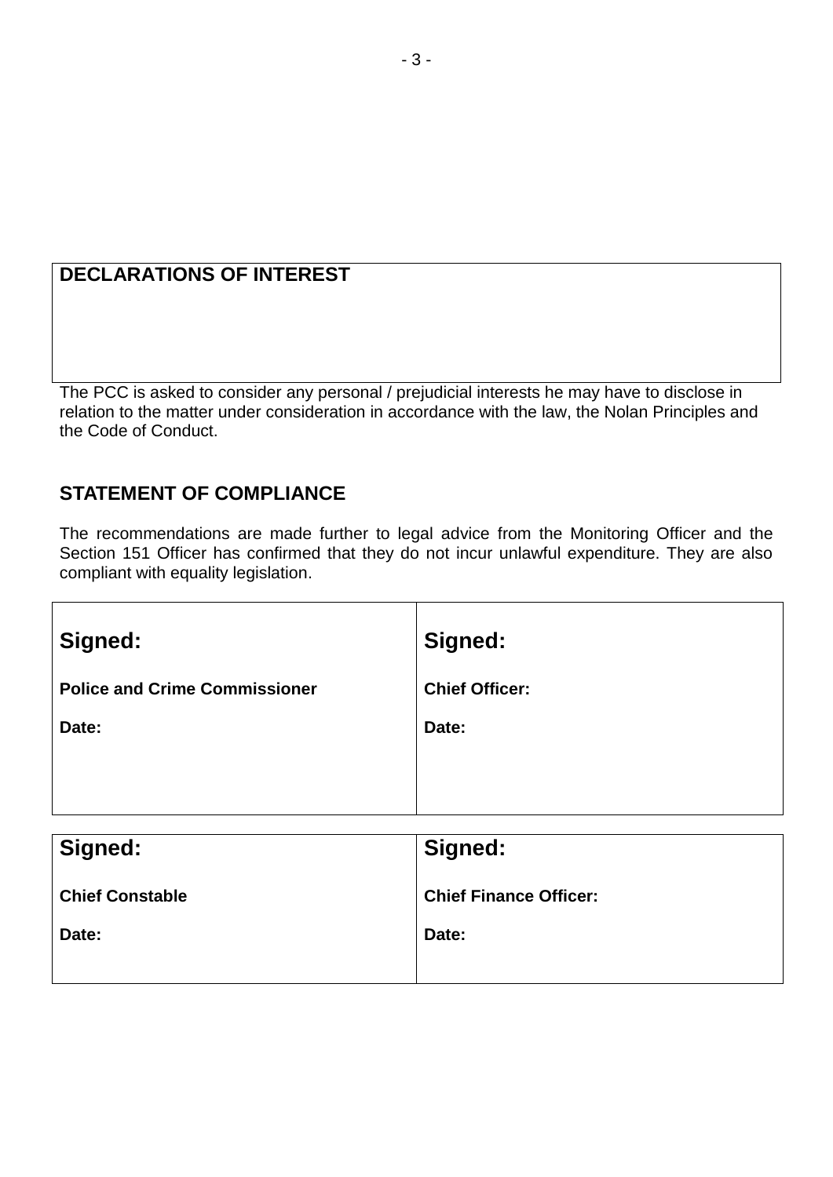## DECLARATIONS OF INTEREST

The PCC is asked to consider any personal / prejudicial interests he may have to disclose in relation to the matter under consideration in accordance with the law, the Nolan Principles and the Code of Conduct.

## STATEMENT OF COMPLIANCE

The recommendations are made further to legal advice from the Monitoring Officer and the Section 151 Officer has confirmed that they do not incur unlawful expenditure. They are also compliant with equality legislation.

| **Signed:** | **Signed:** |
|---|---|
| **Police and Crime Commissioner** | **Chief Officer:** |
| **Date:** | **Date:** |

| **Signed:** | **Signed:** |
|---|---|
| **Chief Constable** | **Chief Finance Officer:** |
| **Date:** | **Date:** |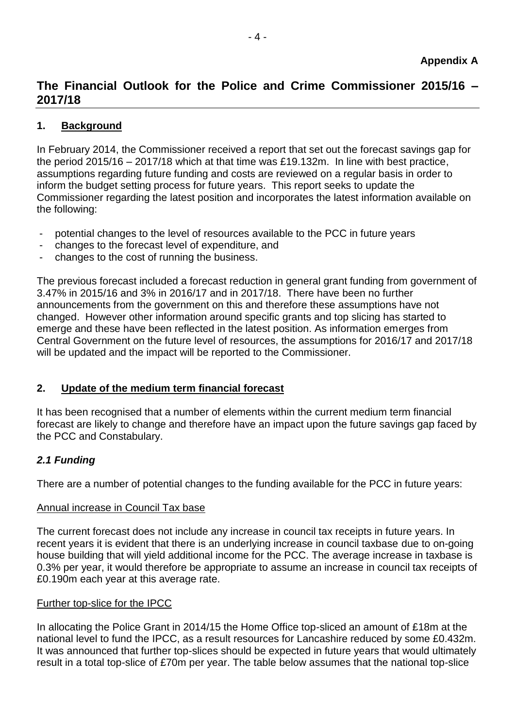**Appendix A**

# The Financial Outlook for the Police and Crime Commissioner 2015/16 – 2017/18

## 1. Background

In February 2014, the Commissioner received a report that set out the forecast savings gap for the period 2015/16 – 2017/18 which at that time was £19.132m. In line with best practice, assumptions regarding future funding and costs are reviewed on a regular basis in order to inform the budget setting process for future years. This report seeks to update the Commissioner regarding the latest position and incorporates the latest information available on the following:

- potential changes to the level of resources available to the PCC in future years
- changes to the forecast level of expenditure, and
- changes to the cost of running the business.

The previous forecast included a forecast reduction in general grant funding from government of 3.47% in 2015/16 and 3% in 2016/17 and in 2017/18. There have been no further announcements from the government on this and therefore these assumptions have not changed. However other information around specific grants and top slicing has started to emerge and these have been reflected in the latest position. As information emerges from Central Government on the future level of resources, the assumptions for 2016/17 and 2017/18 will be updated and the impact will be reported to the Commissioner.

## 2. Update of the medium term financial forecast

It has been recognised that a number of elements within the current medium term financial forecast are likely to change and therefore have an impact upon the future savings gap faced by the PCC and Constabulary.

### *2.1 Funding*

There are a number of potential changes to the funding available for the PCC in future years:

Annual increase in Council Tax base

The current forecast does not include any increase in council tax receipts in future years. In recent years it is evident that there is an underlying increase in council taxbase due to on-going house building that will yield additional income for the PCC. The average increase in taxbase is 0.3% per year, it would therefore be appropriate to assume an increase in council tax receipts of £0.190m each year at this average rate.

Further top-slice for the IPCC

In allocating the Police Grant in 2014/15 the Home Office top-sliced an amount of £18m at the national level to fund the IPCC, as a result resources for Lancashire reduced by some £0.432m. It was announced that further top-slices should be expected in future years that would ultimately result in a total top-slice of £70m per year. The table below assumes that the national top-slice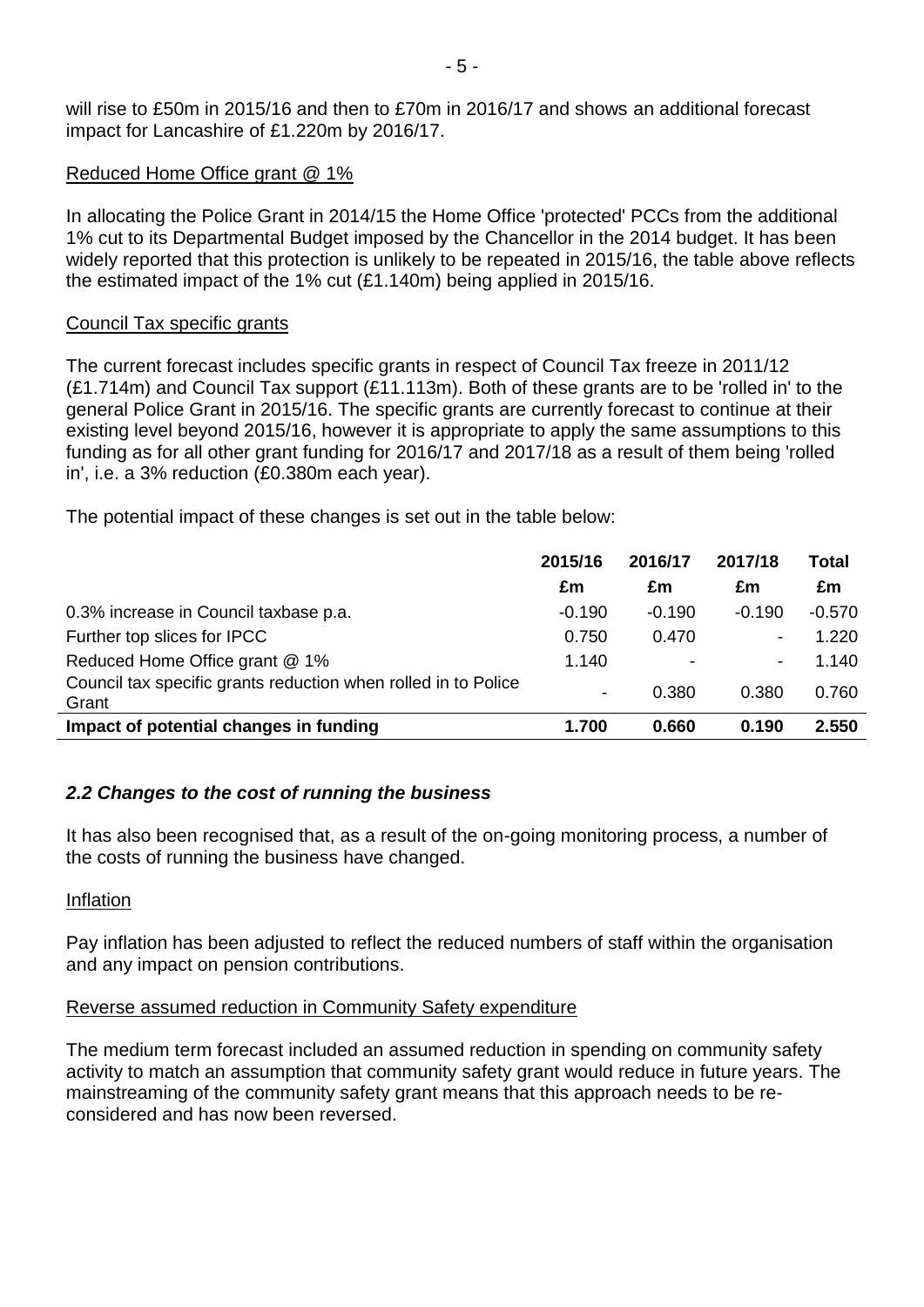will rise to £50m in 2015/16 and then to £70m in 2016/17 and shows an additional forecast impact for Lancashire of £1.220m by 2016/17.

Reduced Home Office grant @ 1%

In allocating the Police Grant in 2014/15 the Home Office 'protected' PCCs from the additional 1% cut to its Departmental Budget imposed by the Chancellor in the 2014 budget. It has been widely reported that this protection is unlikely to be repeated in 2015/16, the table above reflects the estimated impact of the 1% cut (£1.140m) being applied in 2015/16.

Council Tax specific grants

The current forecast includes specific grants in respect of Council Tax freeze in 2011/12 (£1.714m) and Council Tax support (£11.113m). Both of these grants are to be 'rolled in' to the general Police Grant in 2015/16. The specific grants are currently forecast to continue at their existing level beyond 2015/16, however it is appropriate to apply the same assumptions to this funding as for all other grant funding for 2016/17 and 2017/18 as a result of them being 'rolled in', i.e. a 3% reduction (£0.380m each year).

The potential impact of these changes is set out in the table below:

| | 2015/16 | 2016/17 | 2017/18 | Total |
|---|---|---|---|---|
| | £m | £m | £m | £m |
| 0.3% increase in Council taxbase p.a. | -0.190 | -0.190 | -0.190 | -0.570 |
| Further top slices for IPCC | 0.750 | 0.470 | - | 1.220 |
| Reduced Home Office grant @ 1% | 1.140 | - | - | 1.140 |
| Council tax specific grants reduction when rolled in to Police Grant | - | 0.380 | 0.380 | 0.760 |
| **Impact of potential changes in funding** | **1.700** | **0.660** | **0.190** | **2.550** |

### *2.2 Changes to the cost of running the business*

It has also been recognised that, as a result of the on-going monitoring process, a number of the costs of running the business have changed.

Inflation

Pay inflation has been adjusted to reflect the reduced numbers of staff within the organisation and any impact on pension contributions.

Reverse assumed reduction in Community Safety expenditure

The medium term forecast included an assumed reduction in spending on community safety activity to match an assumption that community safety grant would reduce in future years. The mainstreaming of the community safety grant means that this approach needs to be re-considered and has now been reversed.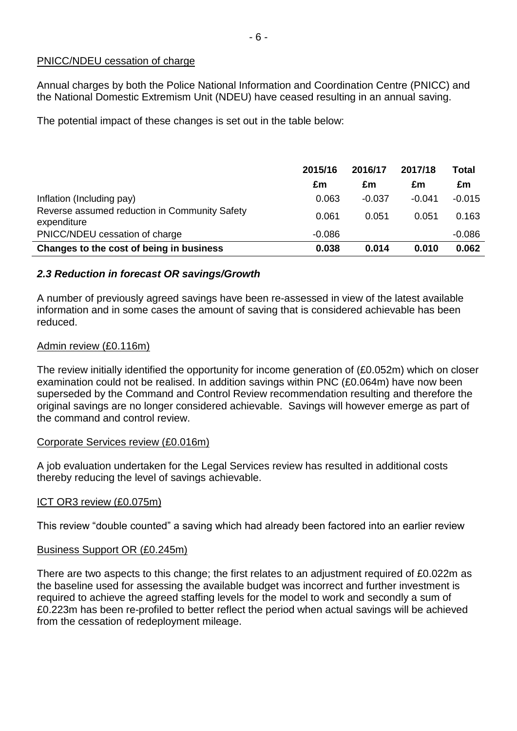PNICC/NDEU cessation of charge

Annual charges by both the Police National Information and Coordination Centre (PNICC) and the National Domestic Extremism Unit (NDEU) have ceased resulting in an annual saving.

The potential impact of these changes is set out in the table below:

| | 2015/16 | 2016/17 | 2017/18 | Total |
|---|---|---|---|---|
| | £m | £m | £m | £m |
| Inflation (Including pay) | 0.063 | -0.037 | -0.041 | -0.015 |
| Reverse assumed reduction in Community Safety expenditure | 0.061 | 0.051 | 0.051 | 0.163 |
| PNICC/NDEU cessation of charge | -0.086 | | | -0.086 |
| **Changes to the cost of being in business** | **0.038** | **0.014** | **0.010** | **0.062** |

### *2.3 Reduction in forecast OR savings/Growth*

A number of previously agreed savings have been re-assessed in view of the latest available information and in some cases the amount of saving that is considered achievable has been reduced.

Admin review (£0.116m)

The review initially identified the opportunity for income generation of (£0.052m) which on closer examination could not be realised. In addition savings within PNC (£0.064m) have now been superseded by the Command and Control Review recommendation resulting and therefore the original savings are no longer considered achievable. Savings will however emerge as part of the command and control review.

Corporate Services review (£0.016m)

A job evaluation undertaken for the Legal Services review has resulted in additional costs thereby reducing the level of savings achievable.

ICT OR3 review (£0.075m)

This review "double counted" a saving which had already been factored into an earlier review

Business Support OR (£0.245m)

There are two aspects to this change; the first relates to an adjustment required of £0.022m as the baseline used for assessing the available budget was incorrect and further investment is required to achieve the agreed staffing levels for the model to work and secondly a sum of £0.223m has been re-profiled to better reflect the period when actual savings will be achieved from the cessation of redeployment mileage.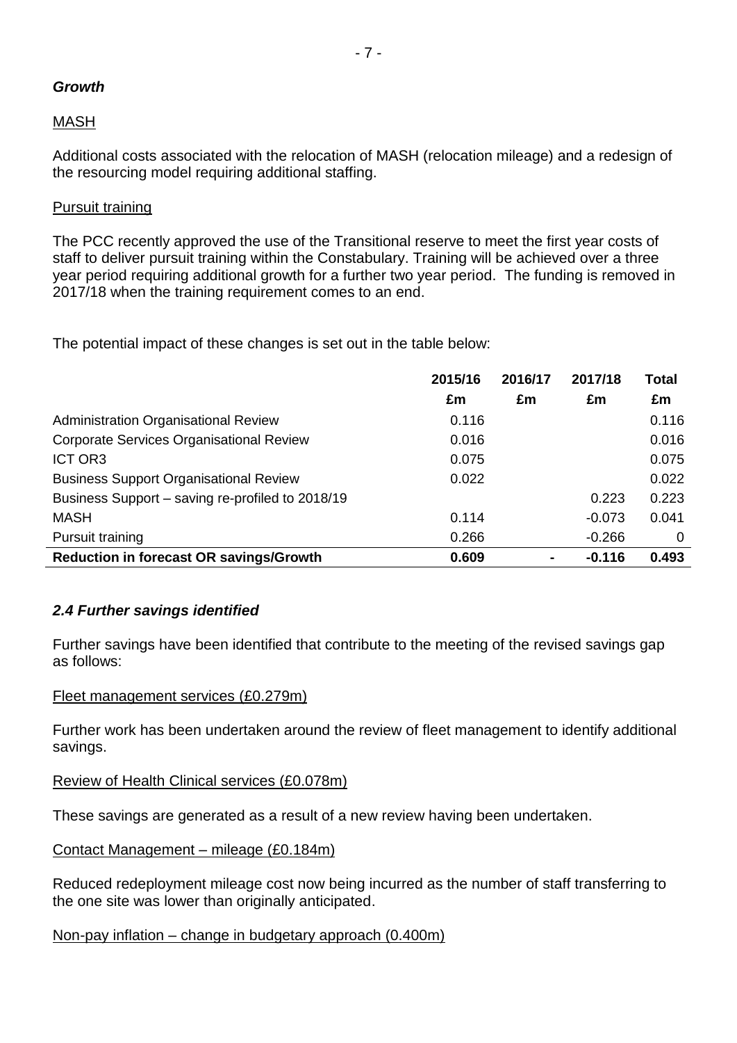***Growth***

<u>MASH</u>

Additional costs associated with the relocation of MASH (relocation mileage) and a redesign of the resourcing model requiring additional staffing.

<u>Pursuit training</u>

The PCC recently approved the use of the Transitional reserve to meet the first year costs of staff to deliver pursuit training within the Constabulary. Training will be achieved over a three year period requiring additional growth for a further two year period. The funding is removed in 2017/18 when the training requirement comes to an end.

The potential impact of these changes is set out in the table below:

| | 2015/16 £m | 2016/17 £m | 2017/18 £m | Total £m |
|---|---|---|---|---|
| Administration Organisational Review | 0.116 | | | 0.116 |
| Corporate Services Organisational Review | 0.016 | | | 0.016 |
| ICT OR3 | 0.075 | | | 0.075 |
| Business Support Organisational Review | 0.022 | | | 0.022 |
| Business Support – saving re-profiled to 2018/19 | | | 0.223 | 0.223 |
| MASH | 0.114 | | -0.073 | 0.041 |
| Pursuit training | 0.266 | | -0.266 | 0 |
| **Reduction in forecast OR savings/Growth** | **0.609** | **-** | **-0.116** | **0.493** |

### *2.4 Further savings identified*

Further savings have been identified that contribute to the meeting of the revised savings gap as follows:

<u>Fleet management services (£0.279m)</u>

Further work has been undertaken around the review of fleet management to identify additional savings.

<u>Review of Health Clinical services (£0.078m)</u>

These savings are generated as a result of a new review having been undertaken.

<u>Contact Management – mileage (£0.184m)</u>

Reduced redeployment mileage cost now being incurred as the number of staff transferring to the one site was lower than originally anticipated.

<u>Non-pay inflation – change in budgetary approach (0.400m)</u>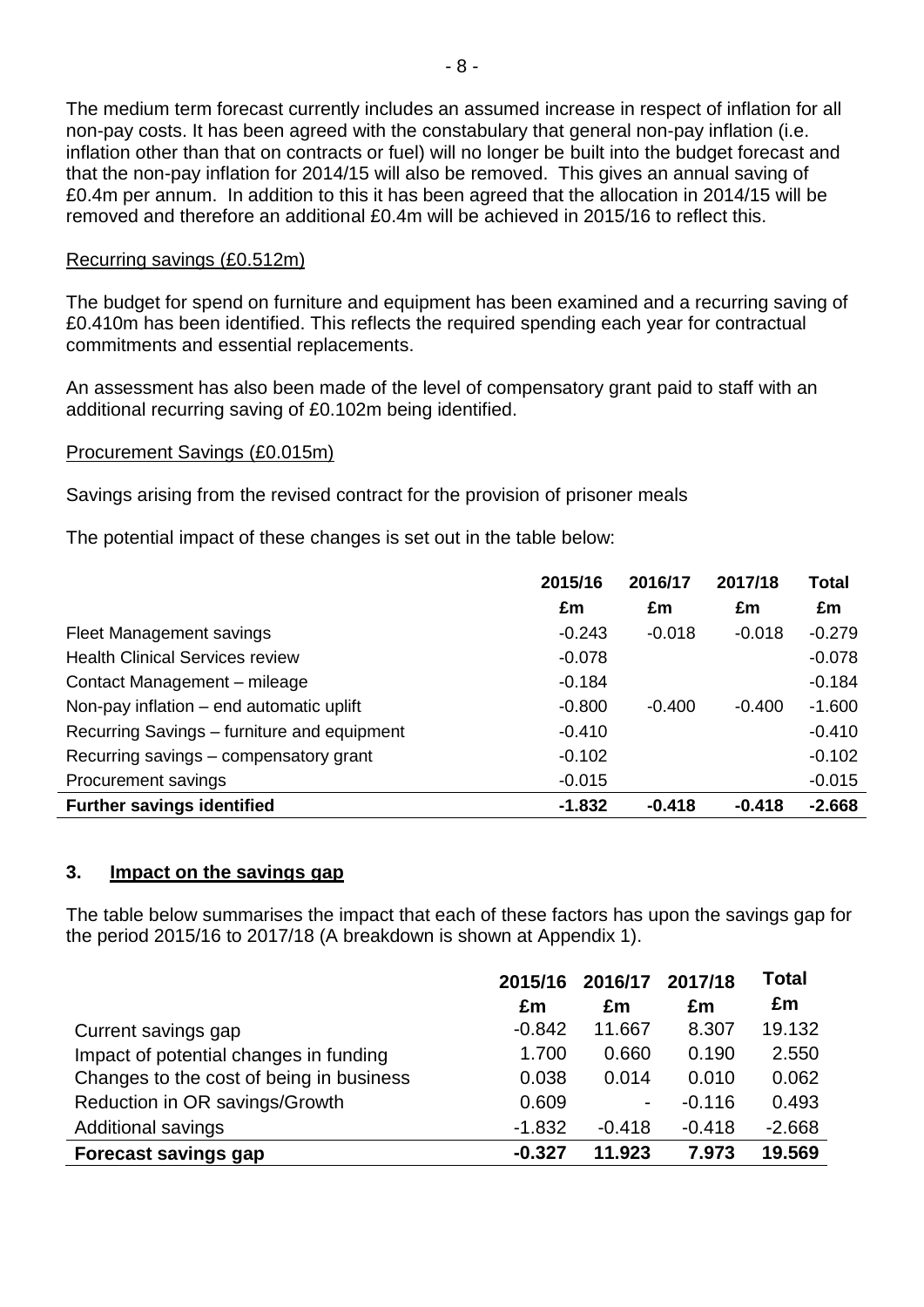The medium term forecast currently includes an assumed increase in respect of inflation for all non-pay costs. It has been agreed with the constabulary that general non-pay inflation (i.e. inflation other than that on contracts or fuel) will no longer be built into the budget forecast and that the non-pay inflation for 2014/15 will also be removed. This gives an annual saving of £0.4m per annum. In addition to this it has been agreed that the allocation in 2014/15 will be removed and therefore an additional £0.4m will be achieved in 2015/16 to reflect this.

Recurring savings (£0.512m)

The budget for spend on furniture and equipment has been examined and a recurring saving of £0.410m has been identified. This reflects the required spending each year for contractual commitments and essential replacements.

An assessment has also been made of the level of compensatory grant paid to staff with an additional recurring saving of £0.102m being identified.

Procurement Savings (£0.015m)

Savings arising from the revised contract for the provision of prisoner meals

The potential impact of these changes is set out in the table below:

| | 2015/16 | 2016/17 | 2017/18 | Total |
|---|---|---|---|---|
| | £m | £m | £m | £m |
| Fleet Management savings | -0.243 | -0.018 | -0.018 | -0.279 |
| Health Clinical Services review | -0.078 | | | -0.078 |
| Contact Management – mileage | -0.184 | | | -0.184 |
| Non-pay inflation – end automatic uplift | -0.800 | -0.400 | -0.400 | -1.600 |
| Recurring Savings – furniture and equipment | -0.410 | | | -0.410 |
| Recurring savings – compensatory grant | -0.102 | | | -0.102 |
| Procurement savings | -0.015 | | | -0.015 |
| **Further savings identified** | **-1.832** | **-0.418** | **-0.418** | **-2.668** |

## 3. Impact on the savings gap

The table below summarises the impact that each of these factors has upon the savings gap for the period 2015/16 to 2017/18 (A breakdown is shown at Appendix 1).

| | 2015/16 | 2016/17 | 2017/18 | Total |
|---|---|---|---|---|
| | £m | £m | £m | £m |
| Current savings gap | -0.842 | 11.667 | 8.307 | 19.132 |
| Impact of potential changes in funding | 1.700 | 0.660 | 0.190 | 2.550 |
| Changes to the cost of being in business | 0.038 | 0.014 | 0.010 | 0.062 |
| Reduction in OR savings/Growth | 0.609 | - | -0.116 | 0.493 |
| Additional savings | -1.832 | -0.418 | -0.418 | -2.668 |
| **Forecast savings gap** | **-0.327** | **11.923** | **7.973** | **19.569** |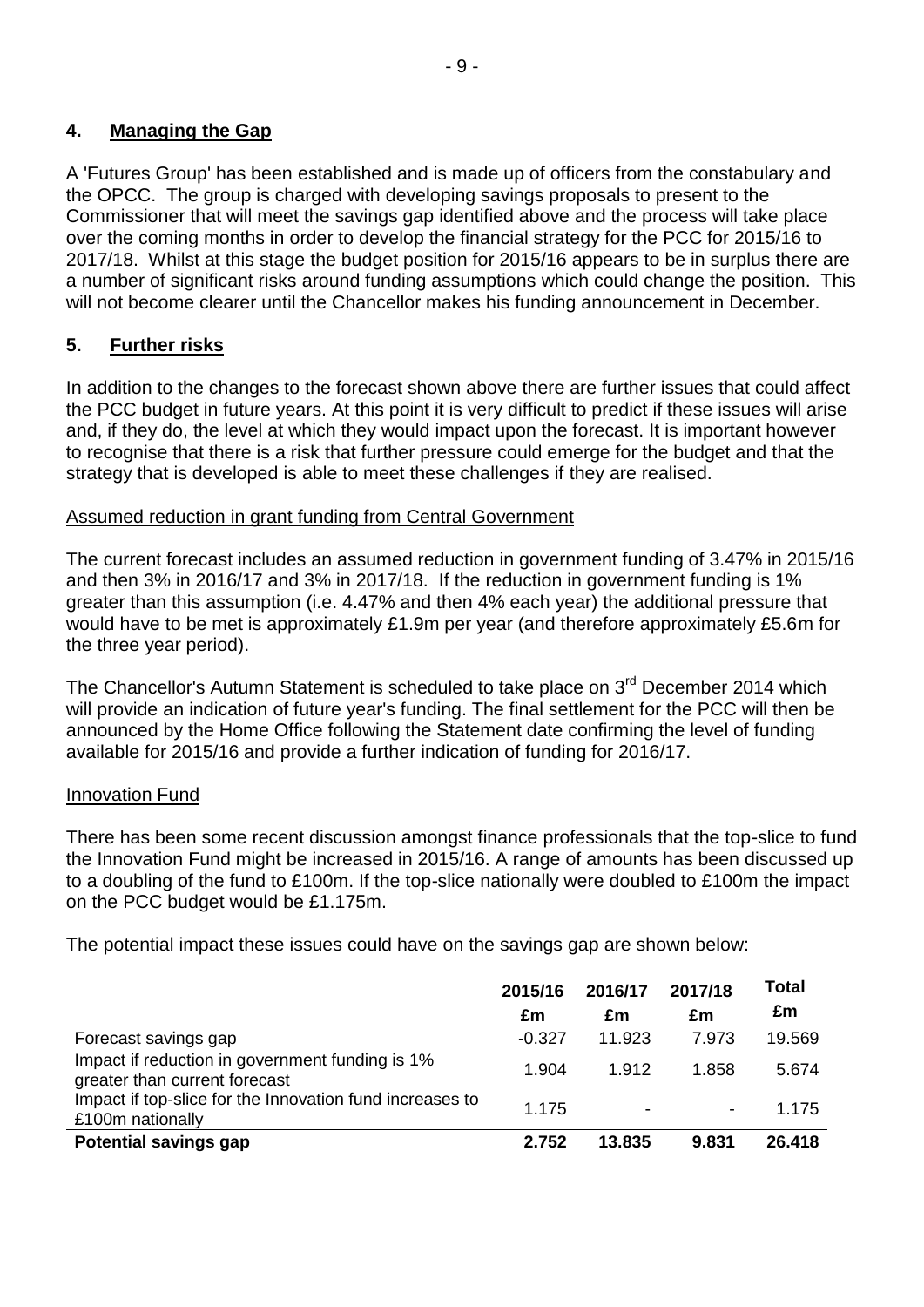## 4. Managing the Gap

A 'Futures Group' has been established and is made up of officers from the constabulary and the OPCC. The group is charged with developing savings proposals to present to the Commissioner that will meet the savings gap identified above and the process will take place over the coming months in order to develop the financial strategy for the PCC for 2015/16 to 2017/18. Whilst at this stage the budget position for 2015/16 appears to be in surplus there are a number of significant risks around funding assumptions which could change the position. This will not become clearer until the Chancellor makes his funding announcement in December.

## 5. Further risks

In addition to the changes to the forecast shown above there are further issues that could affect the PCC budget in future years. At this point it is very difficult to predict if these issues will arise and, if they do, the level at which they would impact upon the forecast. It is important however to recognise that there is a risk that further pressure could emerge for the budget and that the strategy that is developed is able to meet these challenges if they are realised.

### Assumed reduction in grant funding from Central Government

The current forecast includes an assumed reduction in government funding of 3.47% in 2015/16 and then 3% in 2016/17 and 3% in 2017/18. If the reduction in government funding is 1% greater than this assumption (i.e. 4.47% and then 4% each year) the additional pressure that would have to be met is approximately £1.9m per year (and therefore approximately £5.6m for the three year period).

The Chancellor's Autumn Statement is scheduled to take place on 3rd December 2014 which will provide an indication of future year's funding. The final settlement for the PCC will then be announced by the Home Office following the Statement date confirming the level of funding available for 2015/16 and provide a further indication of funding for 2016/17.

### Innovation Fund

There has been some recent discussion amongst finance professionals that the top-slice to fund the Innovation Fund might be increased in 2015/16. A range of amounts has been discussed up to a doubling of the fund to £100m. If the top-slice nationally were doubled to £100m the impact on the PCC budget would be £1.175m.

The potential impact these issues could have on the savings gap are shown below:

| | 2015/16 £m | 2016/17 £m | 2017/18 £m | Total £m |
|---|---|---|---|---|
| Forecast savings gap | -0.327 | 11.923 | 7.973 | 19.569 |
| Impact if reduction in government funding is 1% greater than current forecast | 1.904 | 1.912 | 1.858 | 5.674 |
| Impact if top-slice for the Innovation fund increases to £100m nationally | 1.175 | - | - | 1.175 |
| **Potential savings gap** | **2.752** | **13.835** | **9.831** | **26.418** |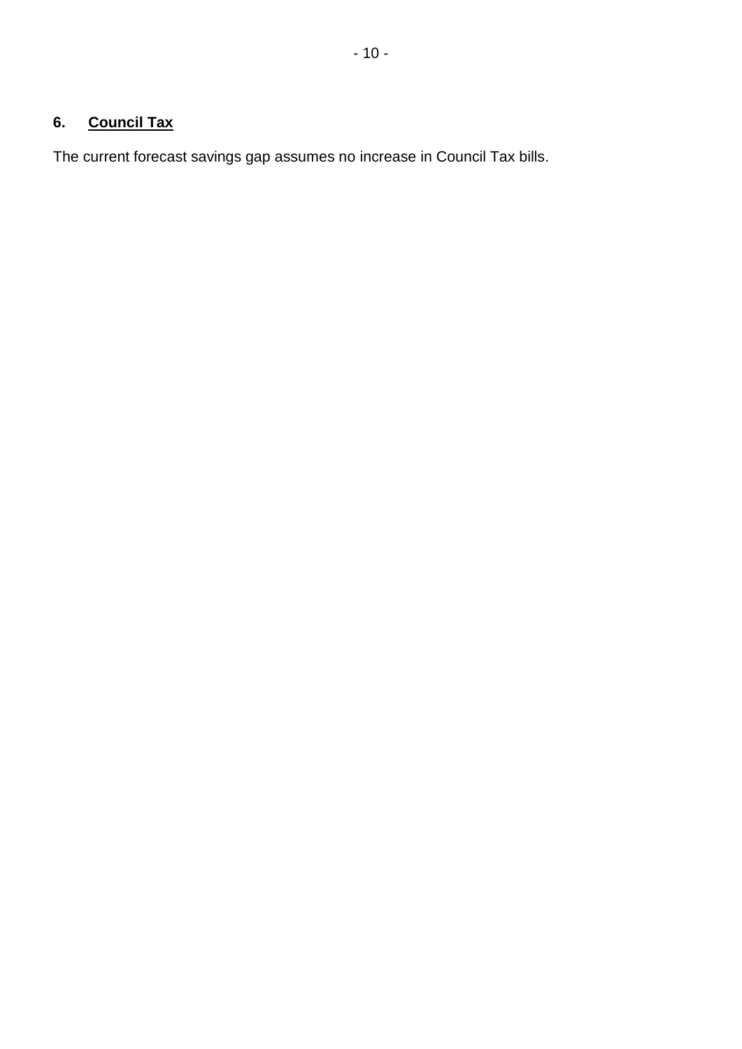## 6. Council Tax

The current forecast savings gap assumes no increase in Council Tax bills.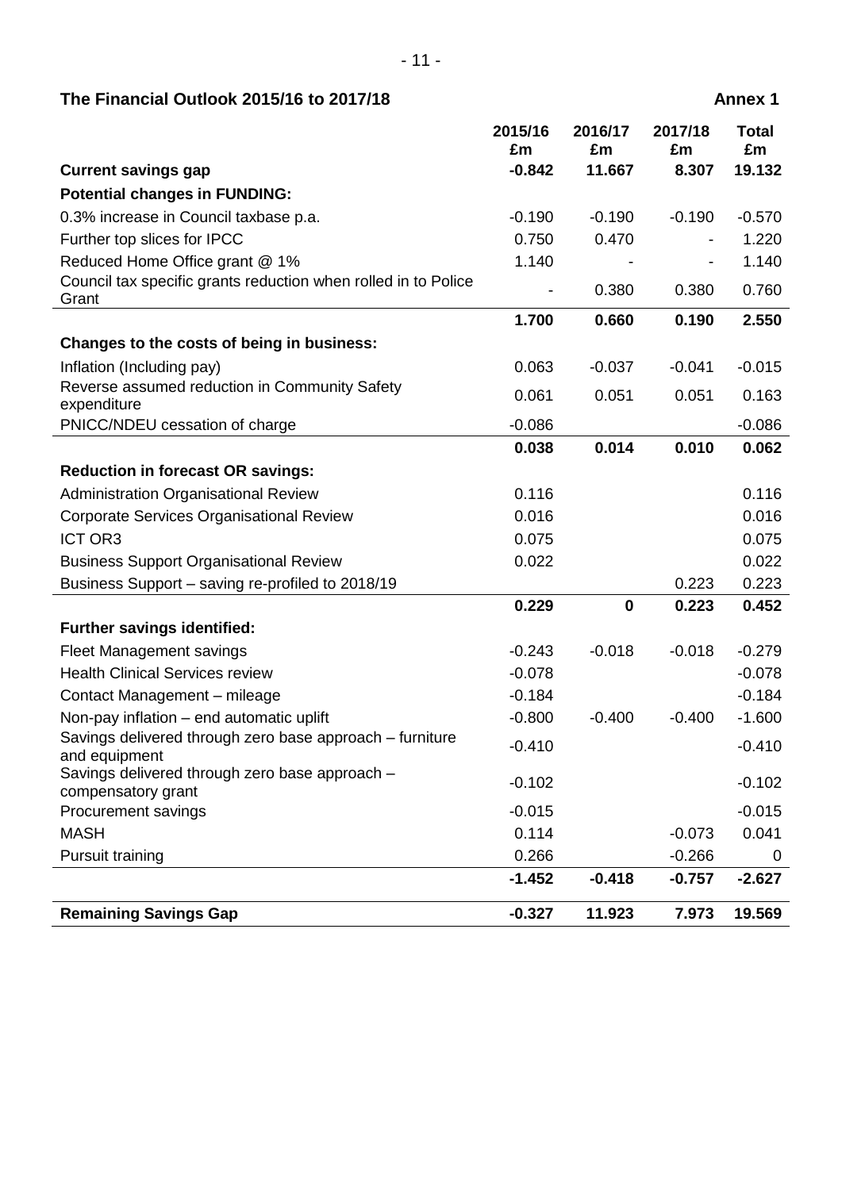## The Financial Outlook 2015/16 to 2017/18

**Annex 1**

| | 2015/16 £m | 2016/17 £m | 2017/18 £m | Total £m |
|---|---|---|---|---|
| **Current savings gap** | **-0.842** | **11.667** | **8.307** | **19.132** |
| **Potential changes in FUNDING:** | | | | |
| 0.3% increase in Council taxbase p.a. | -0.190 | -0.190 | -0.190 | -0.570 |
| Further top slices for IPCC | 0.750 | 0.470 | - | 1.220 |
| Reduced Home Office grant @ 1% | 1.140 | - | - | 1.140 |
| Council tax specific grants reduction when rolled in to Police Grant | - | 0.380 | 0.380 | 0.760 |
| | **1.700** | **0.660** | **0.190** | **2.550** |
| **Changes to the costs of being in business:** | | | | |
| Inflation (Including pay) | 0.063 | -0.037 | -0.041 | -0.015 |
| Reverse assumed reduction in Community Safety expenditure | 0.061 | 0.051 | 0.051 | 0.163 |
| PNICC/NDEU cessation of charge | -0.086 | | | -0.086 |
| | **0.038** | **0.014** | **0.010** | **0.062** |
| **Reduction in forecast OR savings:** | | | | |
| Administration Organisational Review | 0.116 | | | 0.116 |
| Corporate Services Organisational Review | 0.016 | | | 0.016 |
| ICT OR3 | 0.075 | | | 0.075 |
| Business Support Organisational Review | 0.022 | | | 0.022 |
| Business Support – saving re-profiled to 2018/19 | | | 0.223 | 0.223 |
| | **0.229** | **0** | **0.223** | **0.452** |
| **Further savings identified:** | | | | |
| Fleet Management savings | -0.243 | -0.018 | -0.018 | -0.279 |
| Health Clinical Services review | -0.078 | | | -0.078 |
| Contact Management – mileage | -0.184 | | | -0.184 |
| Non-pay inflation – end automatic uplift | -0.800 | -0.400 | -0.400 | -1.600 |
| Savings delivered through zero base approach – furniture and equipment | -0.410 | | | -0.410 |
| Savings delivered through zero base approach – compensatory grant | -0.102 | | | -0.102 |
| Procurement savings | -0.015 | | | -0.015 |
| MASH | 0.114 | | -0.073 | 0.041 |
| Pursuit training | 0.266 | | -0.266 | 0 |
| | **-1.452** | **-0.418** | **-0.757** | **-2.627** |
| **Remaining Savings Gap** | **-0.327** | **11.923** | **7.973** | **19.569** |